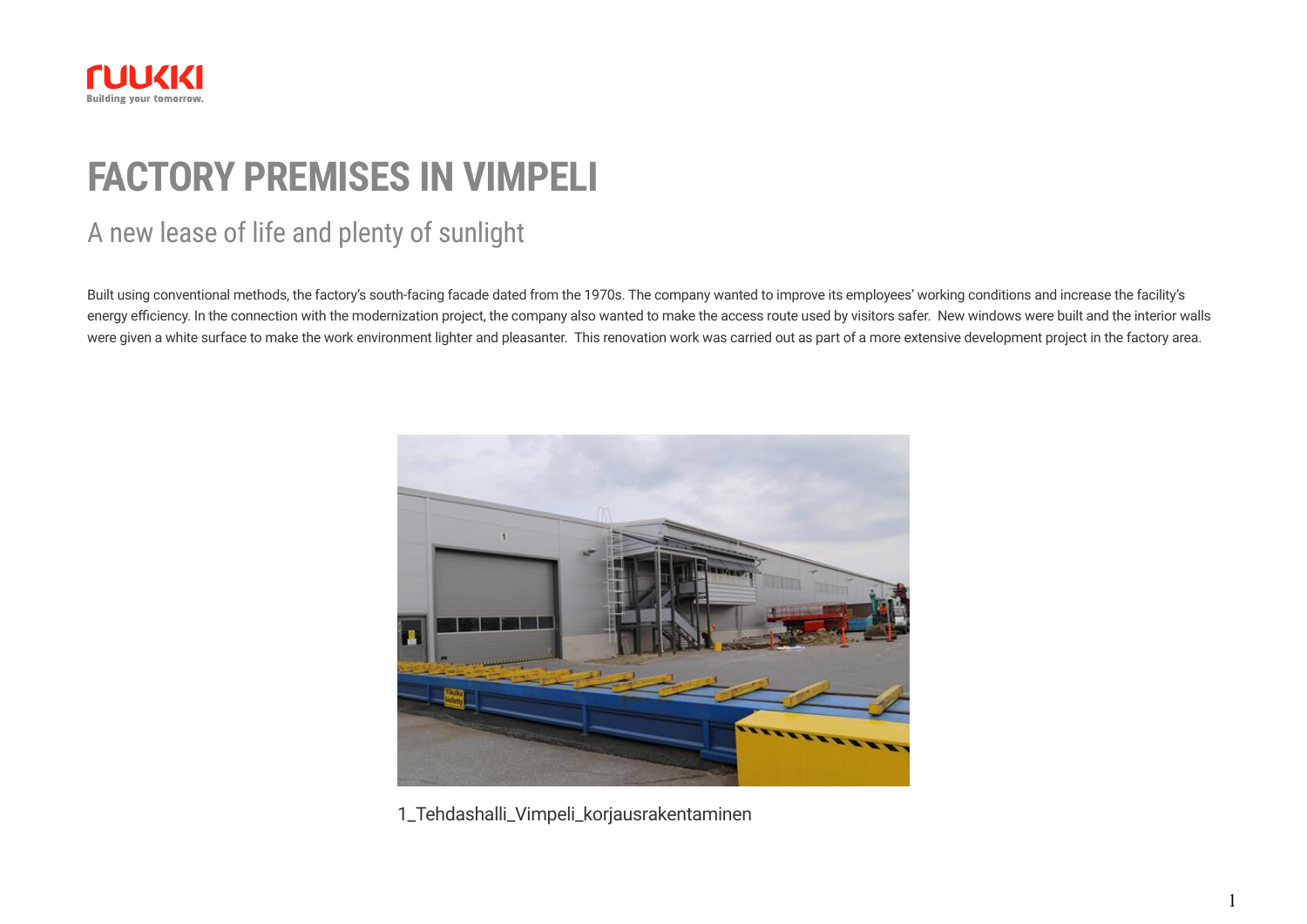# FACTORY PREMISES IN VIMPELI

## A new lease of life and plenty of sunlight

Built using conventional methods, the factory's south-facing facade dated from the 1970s. The company wanted to improve its employees' working conditions and increase the facility's energy efficiency. In the connection with the modernization project, the company also wanted to make the access route used by visitors safer. New windows were built and the interior walls were given a white surface to make the work environment lighter and pleasanter. This renovation work was carried out as part of a more extensive development project in the factory area.

1_Tehdashalli_Vimpeli_korjausrakentaminen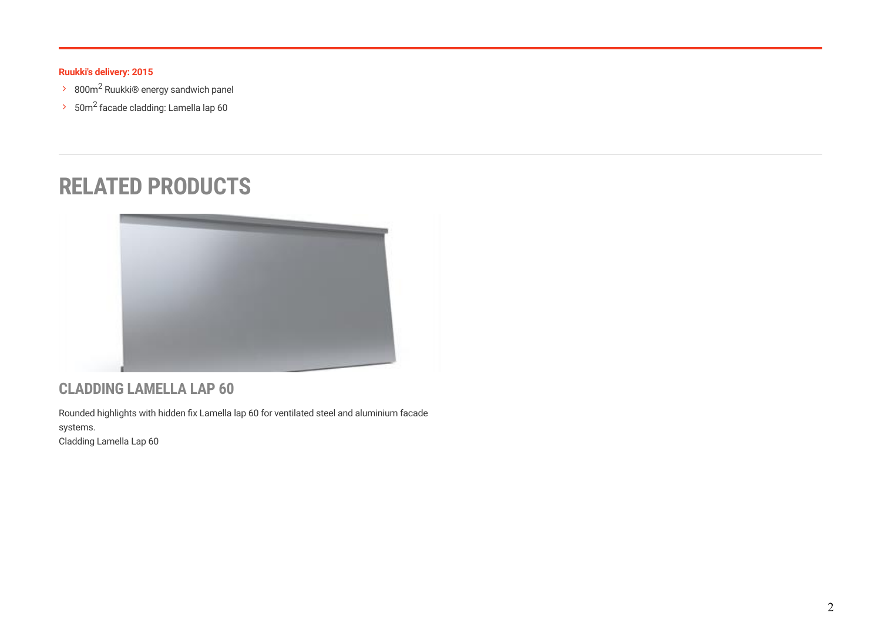**Ruukki's delivery: 2015**

- 800m$^2$ Ruukki® energy sandwich panel
- 50m$^2$ facade cladding: Lamella lap 60

## RELATED PRODUCTS

### CLADDING LAMELLA LAP 60

Rounded highlights with hidden fix Lamella lap 60 for ventilated steel and aluminium facade systems.
Cladding Lamella Lap 60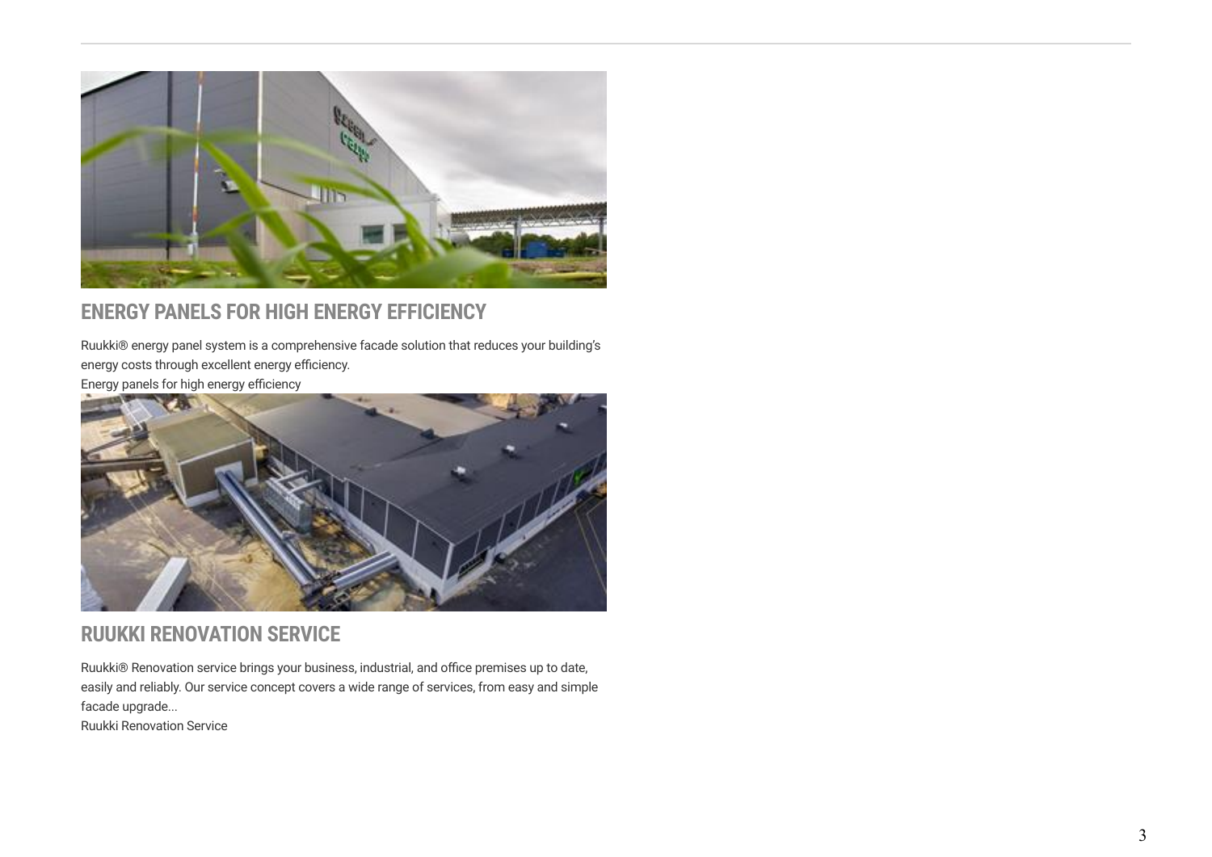## ENERGY PANELS FOR HIGH ENERGY EFFICIENCY

Ruukki® energy panel system is a comprehensive facade solution that reduces your building's energy costs through excellent energy efficiency.

Energy panels for high energy efficiency

## RUUKKI RENOVATION SERVICE

Ruukki® Renovation service brings your business, industrial, and office premises up to date, easily and reliably. Our service concept covers a wide range of services, from easy and simple facade upgrade...

Ruukki Renovation Service